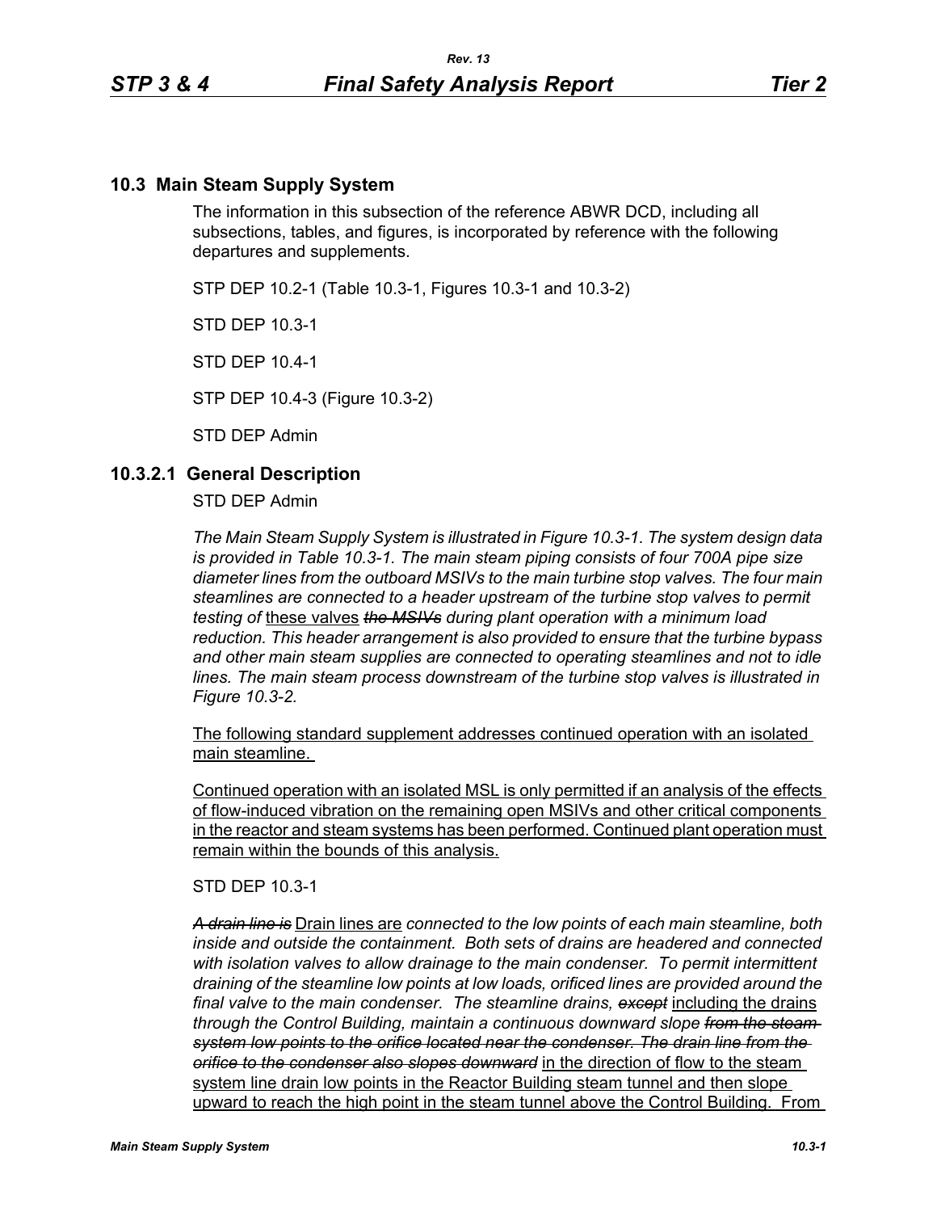## 10.3 Main Steam Supply System

The information in this subsection of the reference ABWR DCD, including all subsections, tables, and figures, is incorporated by reference with the following departures and supplements.

STP DEP 10.2-1 (Table 10.3-1, Figures 10.3-1 and 10.3-2)

STD DEP 10.3-1

STD DEP 10.4-1

STP DEP 10.4-3 (Figure 10.3-2)

STD DEP Admin

## 10.3.2.1 General Description

STD DEP Admin

*The Main Steam Supply System is illustrated in Figure 10.3-1. The system design data is provided in Table 10.3-1. The main steam piping consists of four 700A pipe size diameter lines from the outboard MSIVs to the main turbine stop valves. The four main steamlines are connected to a header upstream of the turbine stop valves to permit testing of* <u>these valves</u> ~~*the MSIVs*~~ *during plant operation with a minimum load reduction. This header arrangement is also provided to ensure that the turbine bypass and other main steam supplies are connected to operating steamlines and not to idle lines. The main steam process downstream of the turbine stop valves is illustrated in Figure 10.3-2.*

<u>The following standard supplement addresses continued operation with an isolated main steamline.</u>

<u>Continued operation with an isolated MSL is only permitted if an analysis of the effects of flow-induced vibration on the remaining open MSIVs and other critical components in the reactor and steam systems has been performed. Continued plant operation must remain within the bounds of this analysis.</u>

STD DEP 10.3-1

~~*A drain line is*~~ <u>Drain lines are</u> *connected to the low points of each main steamline, both inside and outside the containment. Both sets of drains are headered and connected with isolation valves to allow drainage to the main condenser. To permit intermittent draining of the steamline low points at low loads, orificed lines are provided around the final valve to the main condenser. The steamline drains,* ~~*except*~~ <u>including the drains</u> *through the Control Building, maintain a continuous downward slope* ~~*from the steam system low points to the orifice located near the condenser. The drain line from the orifice to the condenser also slopes downward*~~ <u>in the direction of flow to the steam system line drain low points in the Reactor Building steam tunnel and then slope upward to reach the high point in the steam tunnel above the Control Building. From</u>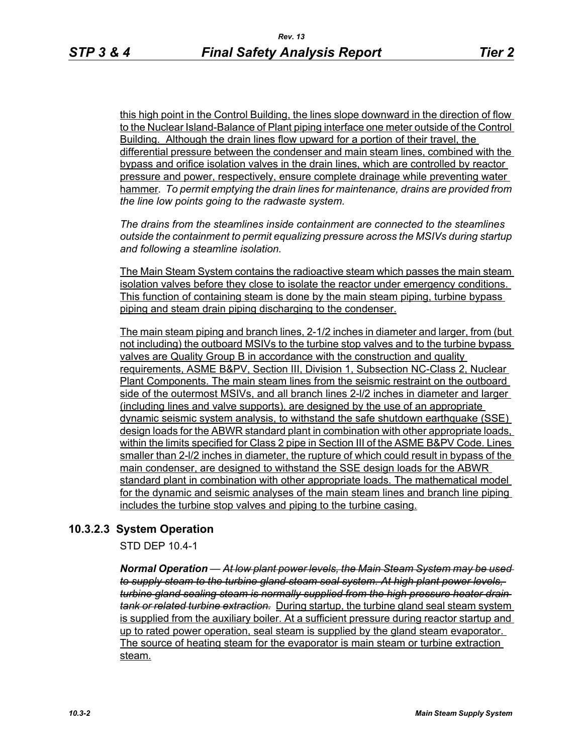this high point in the Control Building, the lines slope downward in the direction of flow to the Nuclear Island-Balance of Plant piping interface one meter outside of the Control Building. Although the drain lines flow upward for a portion of their travel, the differential pressure between the condenser and main steam lines, combined with the bypass and orifice isolation valves in the drain lines, which are controlled by reactor pressure and power, respectively, ensure complete drainage while preventing water hammer. *To permit emptying the drain lines for maintenance, drains are provided from the line low points going to the radwaste system.*

*The drains from the steamlines inside containment are connected to the steamlines outside the containment to permit equalizing pressure across the MSIVs during startup and following a steamline isolation.*

The Main Steam System contains the radioactive steam which passes the main steam isolation valves before they close to isolate the reactor under emergency conditions. This function of containing steam is done by the main steam piping, turbine bypass piping and steam drain piping discharging to the condenser.

The main steam piping and branch lines, 2-1/2 inches in diameter and larger, from (but not including) the outboard MSIVs to the turbine stop valves and to the turbine bypass valves are Quality Group B in accordance with the construction and quality requirements, ASME B&PV, Section III, Division 1, Subsection NC-Class 2, Nuclear Plant Components. The main steam lines from the seismic restraint on the outboard side of the outermost MSIVs, and all branch lines 2-l/2 inches in diameter and larger (including lines and valve supports), are designed by the use of an appropriate dynamic seismic system analysis, to withstand the safe shutdown earthquake (SSE) design loads for the ABWR standard plant in combination with other appropriate loads, within the limits specified for Class 2 pipe in Section III of the ASME B&PV Code. Lines smaller than 2-l/2 inches in diameter, the rupture of which could result in bypass of the main condenser, are designed to withstand the SSE design loads for the ABWR standard plant in combination with other appropriate loads. The mathematical model for the dynamic and seismic analyses of the main steam lines and branch line piping includes the turbine stop valves and piping to the turbine casing.

### 10.3.2.3 System Operation

STD DEP 10.4-1

***Normal Operation*** — ~~*At low plant power levels, the Main Steam System may be used to supply steam to the turbine gland steam seal system. At high plant power levels, turbine gland sealing steam is normally supplied from the high pressure heater drain tank or related turbine extraction.*~~ During startup, the turbine seal steam system is supplied from the auxiliary boiler. At a sufficient pressure during reactor startup and up to rated power operation, seal steam is supplied by the gland steam evaporator. The source of heating steam for the evaporator is main steam or turbine extraction steam.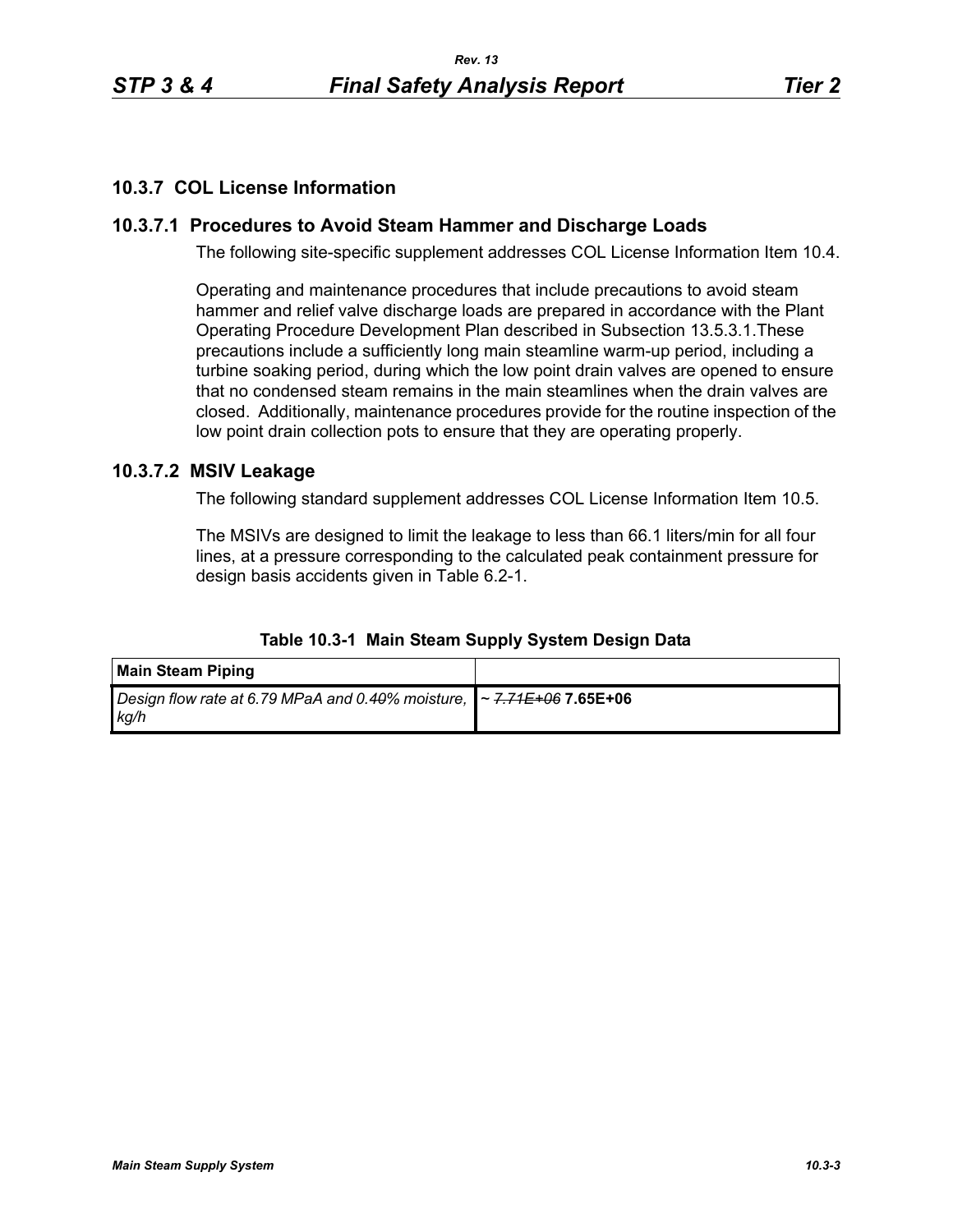## 10.3.7 COL License Information

### 10.3.7.1 Procedures to Avoid Steam Hammer and Discharge Loads

The following site-specific supplement addresses COL License Information Item 10.4.

Operating and maintenance procedures that include precautions to avoid steam hammer and relief valve discharge loads are prepared in accordance with the Plant Operating Procedure Development Plan described in Subsection 13.5.3.1.These precautions include a sufficiently long main steamline warm-up period, including a turbine soaking period, during which the low point drain valves are opened to ensure that no condensed steam remains in the main steamlines when the drain valves are closed. Additionally, maintenance procedures provide for the routine inspection of the low point drain collection pots to ensure that they are operating properly.

### 10.3.7.2 MSIV Leakage

The following standard supplement addresses COL License Information Item 10.5.

The MSIVs are designed to limit the leakage to less than 66.1 liters/min for all four lines, at a pressure corresponding to the calculated peak containment pressure for design basis accidents given in Table 6.2-1.

**Table 10.3-1 Main Steam Supply System Design Data**

| **Main Steam Piping** | |
|---|---|
| *Design flow rate at 6.79 MPaA and 0.40% moisture, kg/h* | ~ ~~7.71E+06~~ **7.65E+06** |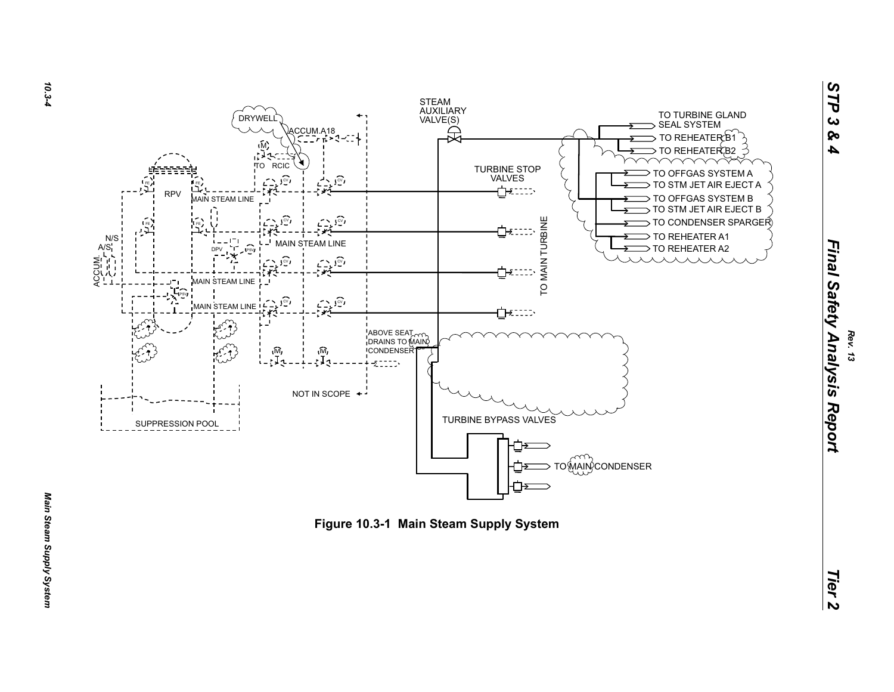STEAM AUXILIARY VALVE(S)

DRYWELL

ACCUM.A18

TO RCIC

TO TURBINE GLAND SEAL SYSTEM

TO REHEATER B1

TO REHEATER B2

TO OFFGAS SYSTEM A

TO STM JET AIR EJECT A

TO OFFGAS SYSTEM B

TO STM JET AIR EJECT B

TO CONDENSER SPARGER

TO REHEATER A1

TO REHEATER A2

TURBINE STOP VALVES

RPV

MAIN STEAM LINE

MAIN STEAM LINE

MAIN STEAM LINE

MAIN STEAM LINE

N/S

A/S

ACCUM.

DPV

TO MAIN TURBINE

ABOVE SEAT DRAINS TO MAIN CONDENSER

NOT IN SCOPE

SUPPRESSION POOL

TURBINE BYPASS VALVES

TO MAIN CONDENSER

**Figure 10.3-1 Main Steam Supply System**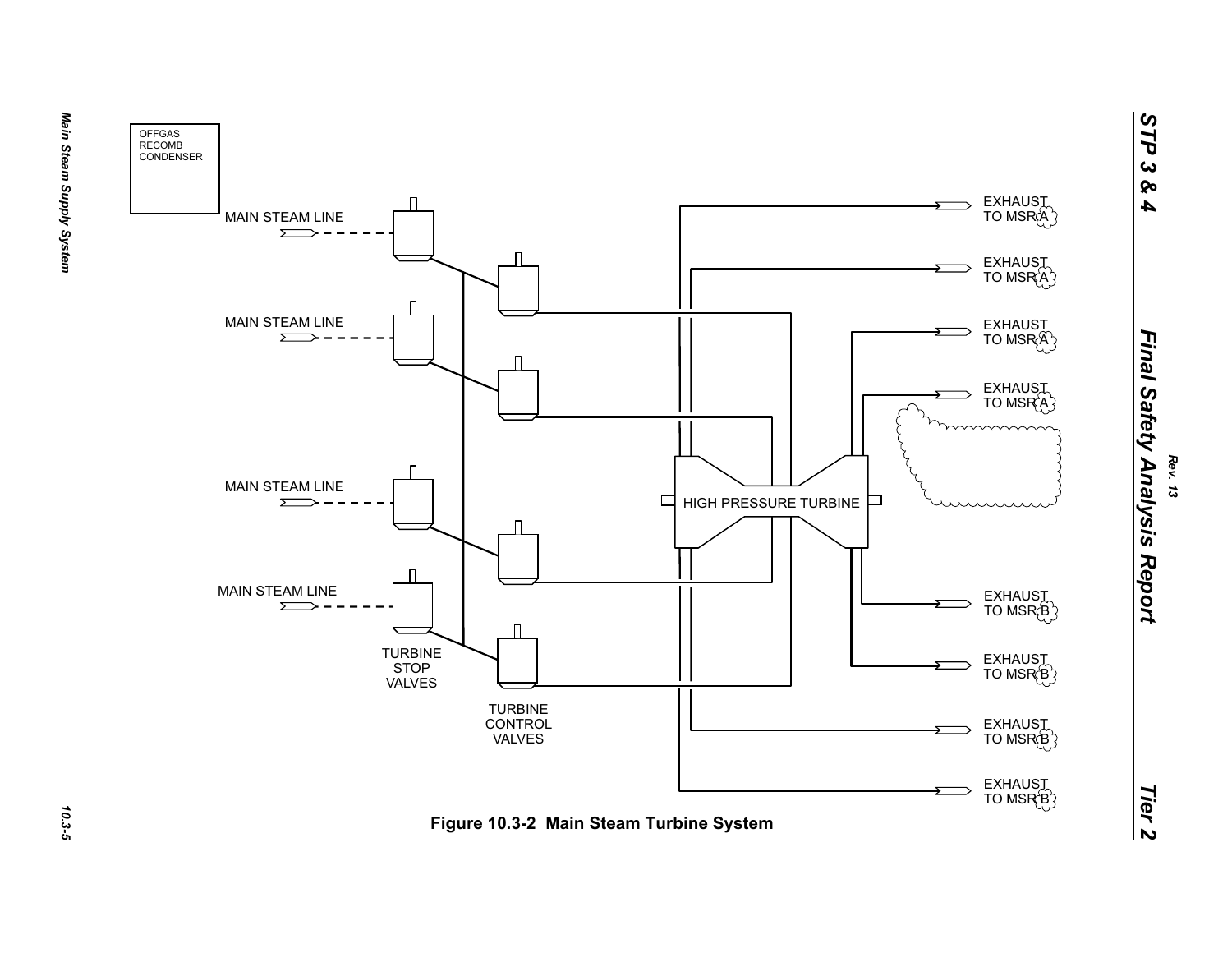OFFGAS RECOMB CONDENSER

MAIN STEAM LINE

MAIN STEAM LINE

MAIN STEAM LINE

MAIN STEAM LINE

TURBINE STOP VALVES

TURBINE CONTROL VALVES

HIGH PRESSURE TURBINE

EXHAUST TO MSR A

EXHAUST TO MSR A

EXHAUST TO MSR A

EXHAUST TO MSR A

EXHAUST TO MSR B

EXHAUST TO MSR B

EXHAUST TO MSR B

EXHAUST TO MSR B

**Figure 10.3-2 Main Steam Turbine System**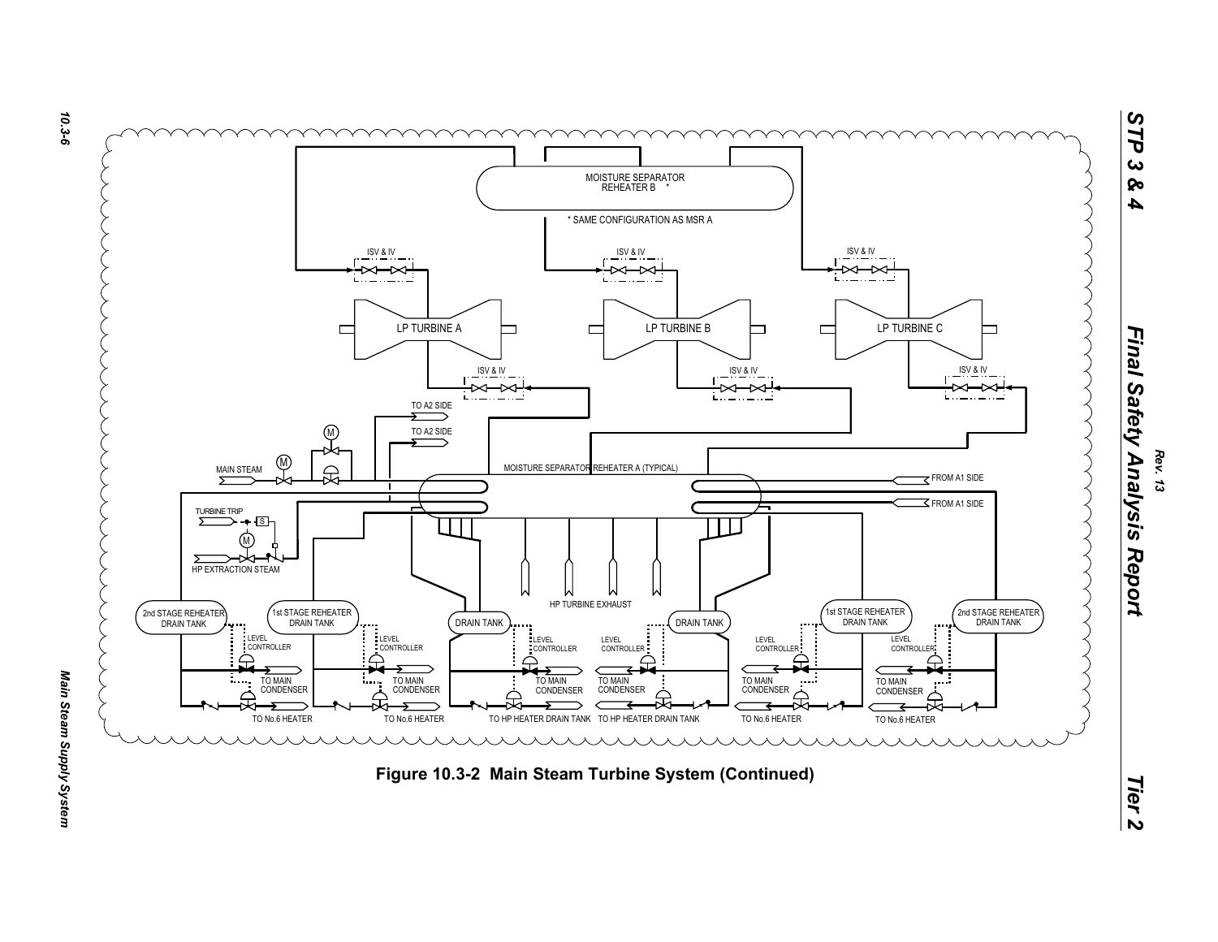MOISTURE SEPARATOR
REHEATER B *

* SAME CONFIGURATION AS MSR A

ISV & IV

ISV & IV

ISV & IV

LP TURBINE A

LP TURBINE B

LP TURBINE C

ISV & IV

ISV & IV

ISV & IV

TO A2 SIDE

TO A2 SIDE

M

M

MAIN STEAM

MOISTURE SEPARATOR REHEATER A (TYPICAL)

FROM A1 SIDE

FROM A1 SIDE

TURBINE TRIP

S

M

HP EXTRACTION STEAM

HP TURBINE EXHAUST

2nd STAGE REHEATER DRAIN TANK

1st STAGE REHEATER DRAIN TANK

DRAIN TANK

DRAIN TANK

1st STAGE REHEATER DRAIN TANK

2nd STAGE REHEATER DRAIN TANK

LEVEL CONTROLLER

LEVEL CONTROLLER

LEVEL CONTROLLER

LEVEL CONTROLLER

LEVEL CONTROLLER

LEVEL CONTROLLER

TO MAIN CONDENSER

TO MAIN CONDENSER

TO MAIN CONDENSER

TO MAIN CONDENSER

TO MAIN CONDENSER

TO MAIN CONDENSER

TO No.6 HEATER

TO No.6 HEATER

TO HP HEATER DRAIN TANK

TO HP HEATER DRAIN TANK

TO No.6 HEATER

TO No.6 HEATER

**Figure 10.3-2 Main Steam Turbine System (Continued)**